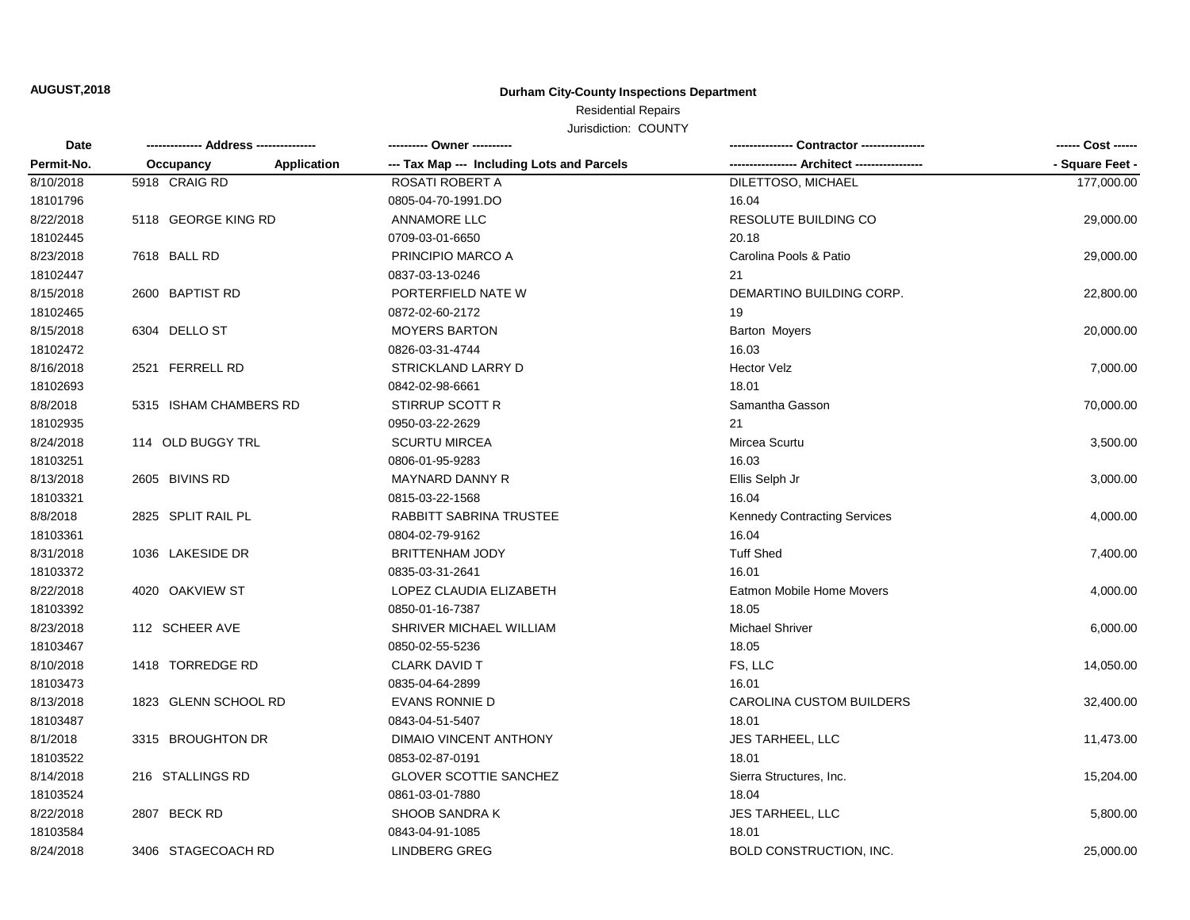**AUGUST,2018**

**Durham City-County Inspections Department**

Residential Repairs

Jurisdiction: COUNTY

| Date | ------------- Address -------------- | | ---------- Owner ---------- | --------------- Contractor --------------- | ------ Cost ------ |
|---|---|---|---|---|---|
| Permit-No. | Occupancy | Application | --- Tax Map --- Including Lots and Parcels | ----------------- Architect ----------------- | - Square Feet - |
| 8/10/2018 | 5918 CRAIG RD | | ROSATI ROBERT A | DILETTOSO, MICHAEL | 177,000.00 |
| 18101796 | | | 0805-04-70-1991.DO | 16.04 | |
| 8/22/2018 | 5118 GEORGE KING RD | | ANNAMORE LLC | RESOLUTE BUILDING CO | 29,000.00 |
| 18102445 | | | 0709-03-01-6650 | 20.18 | |
| 8/23/2018 | 7618 BALL RD | | PRINCIPIO MARCO A | Carolina Pools & Patio | 29,000.00 |
| 18102447 | | | 0837-03-13-0246 | 21 | |
| 8/15/2018 | 2600 BAPTIST RD | | PORTERFIELD NATE W | DEMARTINO BUILDING CORP. | 22,800.00 |
| 18102465 | | | 0872-02-60-2172 | 19 | |
| 8/15/2018 | 6304 DELLO ST | | MOYERS BARTON | Barton Moyers | 20,000.00 |
| 18102472 | | | 0826-03-31-4744 | 16.03 | |
| 8/16/2018 | 2521 FERRELL RD | | STRICKLAND LARRY D | Hector Velz | 7,000.00 |
| 18102693 | | | 0842-02-98-6661 | 18.01 | |
| 8/8/2018 | 5315 ISHAM CHAMBERS RD | | STIRRUP SCOTT R | Samantha Gasson | 70,000.00 |
| 18102935 | | | 0950-03-22-2629 | 21 | |
| 8/24/2018 | 114 OLD BUGGY TRL | | SCURTU MIRCEA | Mircea Scurtu | 3,500.00 |
| 18103251 | | | 0806-01-95-9283 | 16.03 | |
| 8/13/2018 | 2605 BIVINS RD | | MAYNARD DANNY R | Ellis Selph Jr | 3,000.00 |
| 18103321 | | | 0815-03-22-1568 | 16.04 | |
| 8/8/2018 | 2825 SPLIT RAIL PL | | RABBITT SABRINA TRUSTEE | Kennedy Contracting Services | 4,000.00 |
| 18103361 | | | 0804-02-79-9162 | 16.04 | |
| 8/31/2018 | 1036 LAKESIDE DR | | BRITTENHAM JODY | Tuff Shed | 7,400.00 |
| 18103372 | | | 0835-03-31-2641 | 16.01 | |
| 8/22/2018 | 4020 OAKVIEW ST | | LOPEZ CLAUDIA ELIZABETH | Eatmon Mobile Home Movers | 4,000.00 |
| 18103392 | | | 0850-01-16-7387 | 18.05 | |
| 8/23/2018 | 112 SCHEER AVE | | SHRIVER MICHAEL WILLIAM | Michael Shriver | 6,000.00 |
| 18103467 | | | 0850-02-55-5236 | 18.05 | |
| 8/10/2018 | 1418 TORREDGE RD | | CLARK DAVID T | FS, LLC | 14,050.00 |
| 18103473 | | | 0835-04-64-2899 | 16.01 | |
| 8/13/2018 | 1823 GLENN SCHOOL RD | | EVANS RONNIE D | CAROLINA CUSTOM BUILDERS | 32,400.00 |
| 18103487 | | | 0843-04-51-5407 | 18.01 | |
| 8/1/2018 | 3315 BROUGHTON DR | | DIMAIO VINCENT ANTHONY | JES TARHEEL, LLC | 11,473.00 |
| 18103522 | | | 0853-02-87-0191 | 18.01 | |
| 8/14/2018 | 216 STALLINGS RD | | GLOVER SCOTTIE SANCHEZ | Sierra Structures, Inc. | 15,204.00 |
| 18103524 | | | 0861-03-01-7880 | 18.04 | |
| 8/22/2018 | 2807 BECK RD | | SHOOB SANDRA K | JES TARHEEL, LLC | 5,800.00 |
| 18103584 | | | 0843-04-91-1085 | 18.01 | |
| 8/24/2018 | 3406 STAGECOACH RD | | LINDBERG GREG | BOLD CONSTRUCTION, INC. | 25,000.00 |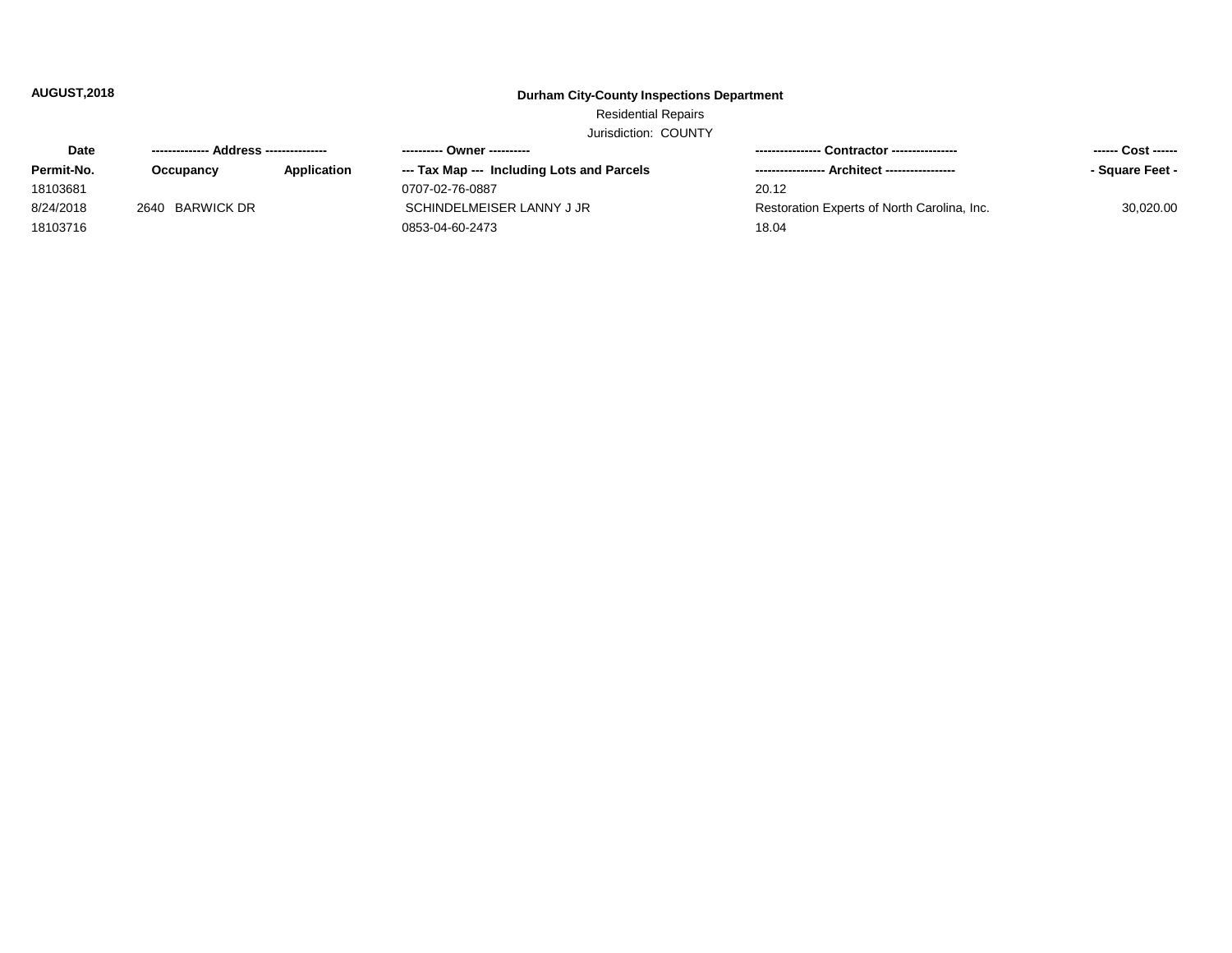**AUGUST,2018**

**Durham City-County Inspections Department**

Residential Repairs

Jurisdiction: COUNTY

| **Date** | **-------------- Address ---------------** | | **---------- Owner ----------** | **---------------- Contractor ----------------** | **------ Cost ------** |
|---|---|---|---|---|---|
| **Permit-No.** | **Occupancy** | **Application** | **--- Tax Map --- Including Lots and Parcels** | **----------------- Architect -----------------** | **- Square Feet -** |
| 18103681 | | | 0707-02-76-0887 | 20.12 | |
| 8/24/2018 | 2640 BARWICK DR | | SCHINDELMEISER LANNY J JR | Restoration Experts of North Carolina, Inc. | 30,020.00 |
| 18103716 | | | 0853-04-60-2473 | 18.04 | |